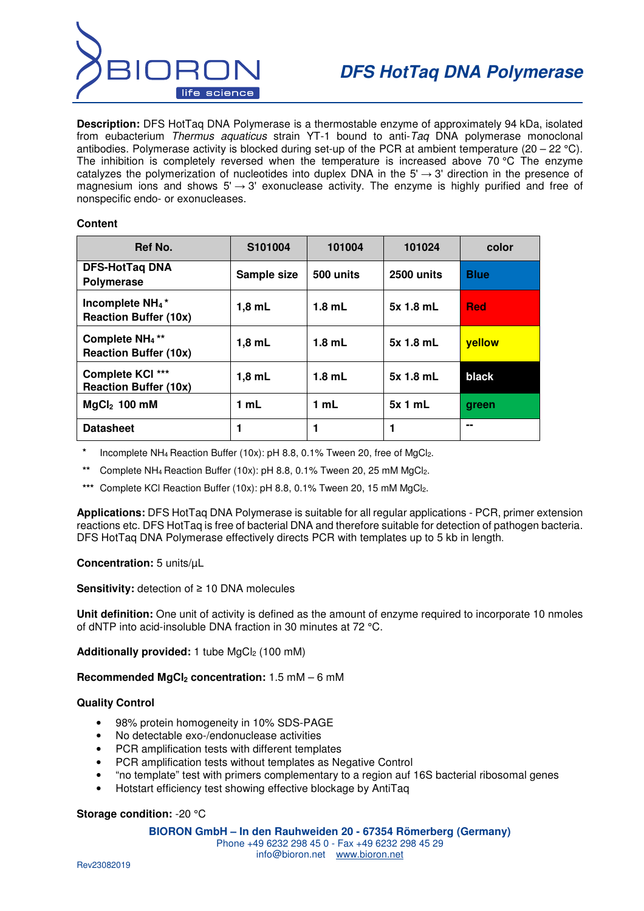# DFS HotTaq DNA Polymerase

**Description:** DFS HotTaq DNA Polymerase is a thermostable enzyme of approximately 94 kDa, isolated from eubacterium *Thermus aquaticus* strain YT-1 bound to anti-*Taq* DNA polymerase monoclonal antibodies. Polymerase activity is blocked during set-up of the PCR at ambient temperature (20 – 22 °C). The inhibition is completely reversed when the temperature is increased above 70 °C The enzyme catalyzes the polymerization of nucleotides into duplex DNA in the 5' → 3' direction in the presence of magnesium ions and shows 5' → 3' exonuclease activity. The enzyme is highly purified and free of nonspecific endo- or exonucleases.

**Content**

| Ref No. | S101004 | 101004 | 101024 | color |
|---|---|---|---|---|
| **DFS-HotTaq DNA Polymerase** | **Sample size** | **500 units** | **2500 units** | **Blue** |
| **Incomplete $NH_4$ \* Reaction Buffer (10x)** | **1,8 mL** | **1.8 mL** | **5x 1.8 mL** | **Red** |
| **Complete $NH_4$ \*\* Reaction Buffer (10x)** | **1,8 mL** | **1.8 mL** | **5x 1.8 mL** | **yellow** |
| **Complete KCl \*\*\* Reaction Buffer (10x)** | **1,8 mL** | **1.8 mL** | **5x 1.8 mL** | **black** |
| **$MgCl_2$ 100 mM** | **1 mL** | **1 mL** | **5x 1 mL** | **green** |
| **Datasheet** | **1** | **1** | **1** | **--** |

\* Incomplete $NH_4$ Reaction Buffer (10x): pH 8.8, 0.1% Tween 20, free of $MgCl_2$.

\*\* Complete $NH_4$ Reaction Buffer (10x): pH 8.8, 0.1% Tween 20, 25 mM $MgCl_2$.

\*\*\* Complete KCl Reaction Buffer (10x): pH 8.8, 0.1% Tween 20, 15 mM $MgCl_2$.

**Applications:** DFS HotTaq DNA Polymerase is suitable for all regular applications - PCR, primer extension reactions etc. DFS HotTaq is free of bacterial DNA and therefore suitable for detection of pathogen bacteria. DFS HotTaq DNA Polymerase effectively directs PCR with templates up to 5 kb in length.

**Concentration:** 5 units/µL

**Sensitivity:** detection of ≥ 10 DNA molecules

**Unit definition:** One unit of activity is defined as the amount of enzyme required to incorporate 10 nmoles of dNTP into acid-insoluble DNA fraction in 30 minutes at 72 °C.

**Additionally provided:** 1 tube $MgCl_2$ (100 mM)

**Recommended $MgCl_2$ concentration:** 1.5 mM – 6 mM

**Quality Control**

- 98% protein homogeneity in 10% SDS-PAGE
- No detectable exo-/endonuclease activities
- PCR amplification tests with different templates
- PCR amplification tests without templates as Negative Control
- "no template" test with primers complementary to a region auf 16S bacterial ribosomal genes
- Hotstart efficiency test showing effective blockage by AntiTaq

**Storage condition:** -20 °C

**BIORON GmbH – In den Rauhweiden 20 - 67354 Römerberg (Germany)**
Phone +49 6232 298 45 0 - Fax +49 6232 298 45 29
info@bioron.net www.bioron.net

Rev23082019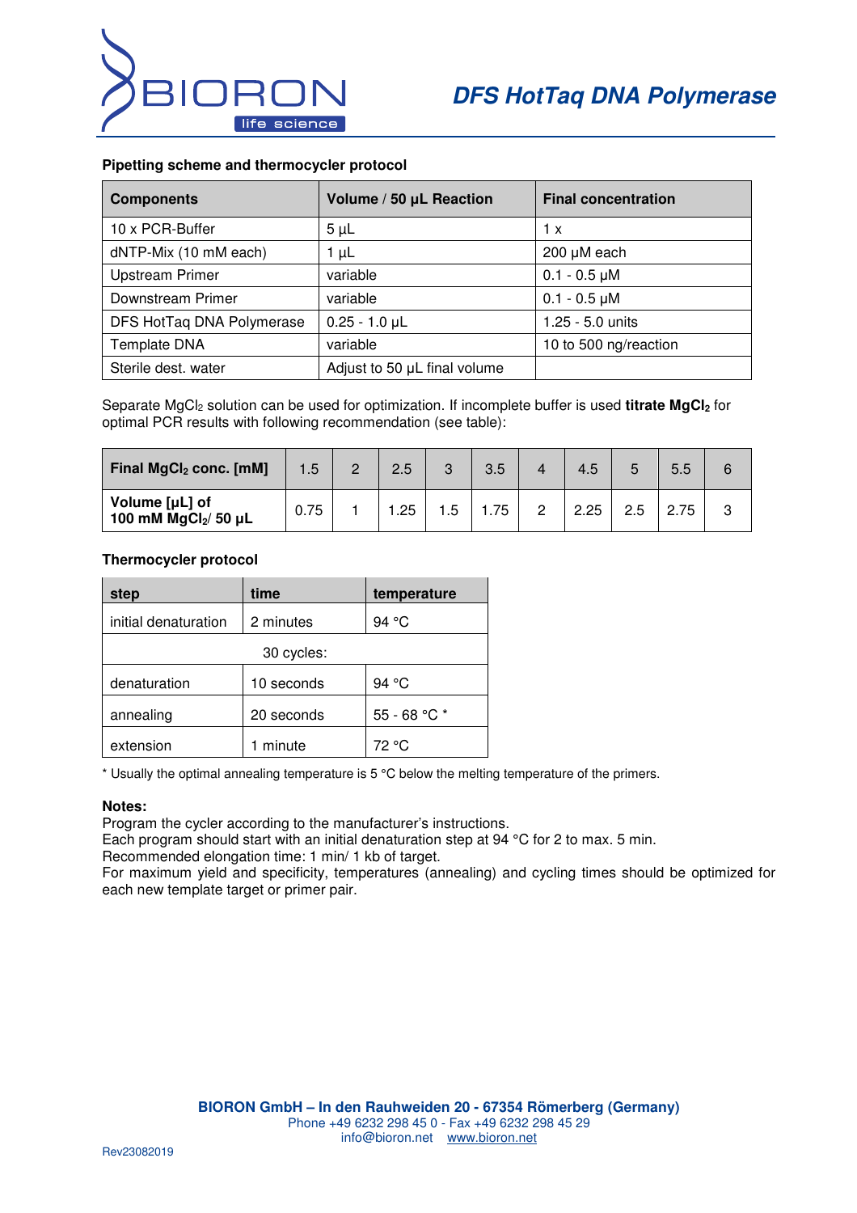**DFS HotTaq DNA Polymerase**

**Pipetting scheme and thermocycler protocol**

| Components | Volume / 50 µL Reaction | Final concentration |
|---|---|---|
| 10 x PCR-Buffer | 5 µL | 1 x |
| dNTP-Mix (10 mM each) | 1 µL | 200 µM each |
| Upstream Primer | variable | 0.1 - 0.5 µM |
| Downstream Primer | variable | 0.1 - 0.5 µM |
| DFS HotTaq DNA Polymerase | 0.25 - 1.0 µL | 1.25 - 5.0 units |
| Template DNA | variable | 10 to 500 ng/reaction |
| Sterile dest. water | Adjust to 50 µL final volume | |

Separate $MgCl_2$ solution can be used for optimization. If incomplete buffer is used **titrate $MgCl_2$** for optimal PCR results with following recommendation (see table):

| Final $MgCl_2$ conc. [mM] | 1.5 | 2 | 2.5 | 3 | 3.5 | 4 | 4.5 | 5 | 5.5 | 6 |
|---|---|---|---|---|---|---|---|---|---|---|
| Volume [µL] of 100 mM $MgCl_2$/ 50 µL | 0.75 | 1 | 1.25 | 1.5 | 1.75 | 2 | 2.25 | 2.5 | 2.75 | 3 |

**Thermocycler protocol**

| step | time | temperature |
|---|---|---|
| initial denaturation | 2 minutes | 94 °C |
| 30 cycles: | | |
| denaturation | 10 seconds | 94 °C |
| annealing | 20 seconds | 55 - 68 °C * |
| extension | 1 minute | 72 °C |

* Usually the optimal annealing temperature is 5 °C below the melting temperature of the primers.

**Notes:**

Program the cycler according to the manufacturer's instructions.
Each program should start with an initial denaturation step at 94 °C for 2 to max. 5 min.
Recommended elongation time: 1 min/ 1 kb of target.
For maximum yield and specificity, temperatures (annealing) and cycling times should be optimized for each new template target or primer pair.

**BIORON GmbH – In den Rauhweiden 20 - 67354 Römerberg (Germany)**
Phone +49 6232 298 45 0 - Fax +49 6232 298 45 29
info@bioron.net www.bioron.net

Rev23082019